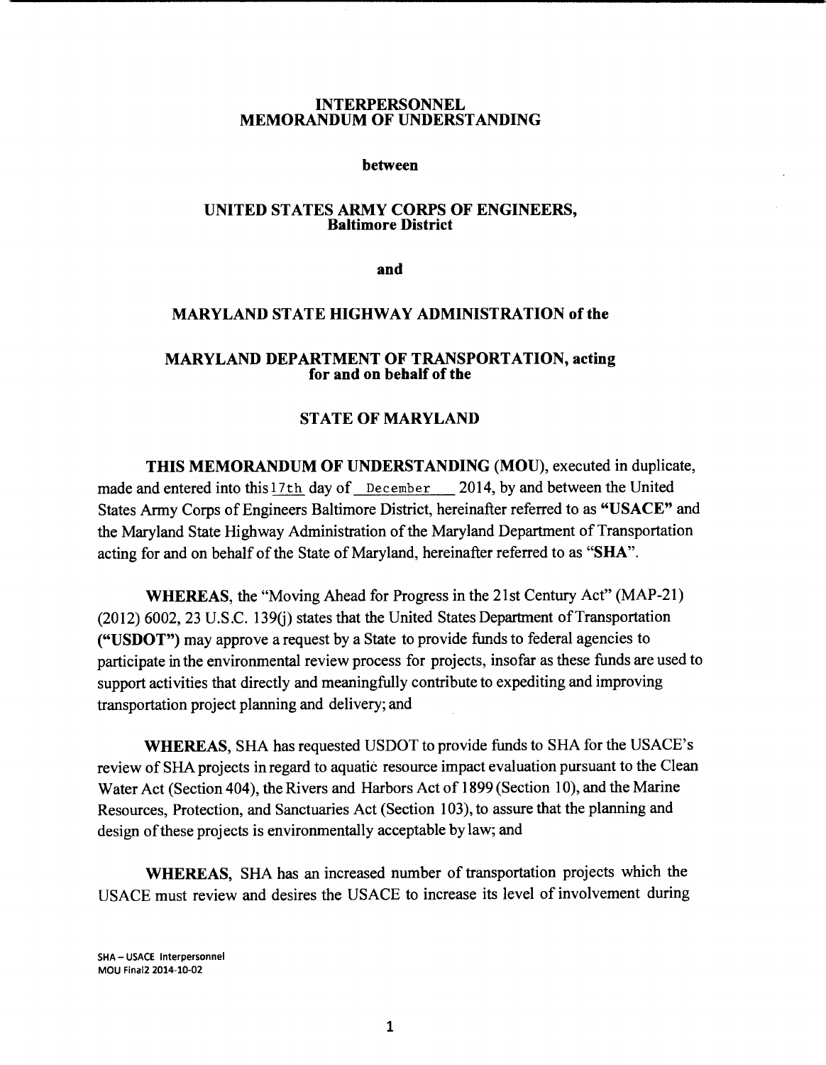# INTERPERSONNEL MEMORANDUM OF UNDERSTANDING

**between**

## UNITED STATES ARMY CORPS OF ENGINEERS, Baltimore District

**and**

## MARYLAND STATE HIGHWAY ADMINISTRATION of the

## MARYLAND DEPARTMENT OF TRANSPORTATION, acting for and on behalf of the

## STATE OF MARYLAND

**THIS MEMORANDUM OF UNDERSTANDING (MOU)**, executed in duplicate, made and entered into this 17th day of December 2014, by and between the United States Army Corps of Engineers Baltimore District, hereinafter referred to as **"USACE"** and the Maryland State Highway Administration of the Maryland Department of Transportation acting for and on behalf of the State of Maryland, hereinafter referred to as **"SHA"**.

**WHEREAS**, the "Moving Ahead for Progress in the 21st Century Act" (MAP-21) (2012) 6002, 23 U.S.C. 139(j) states that the United States Department of Transportation **("USDOT")** may approve a request by a State to provide funds to federal agencies to participate in the environmental review process for projects, insofar as these funds are used to support activities that directly and meaningfully contribute to expediting and improving transportation project planning and delivery; and

**WHEREAS**, SHA has requested USDOT to provide funds to SHA for the USACE's review of SHA projects in regard to aquatic resource impact evaluation pursuant to the Clean Water Act (Section 404), the Rivers and Harbors Act of 1899 (Section 10), and the Marine Resources, Protection, and Sanctuaries Act (Section 103), to assure that the planning and design of these projects is environmentally acceptable by law; and

**WHEREAS**, SHA has an increased number of transportation projects which the USACE must review and desires the USACE to increase its level of involvement during

SHA – USACE Interpersonnel
MOU Final2 2014-10-02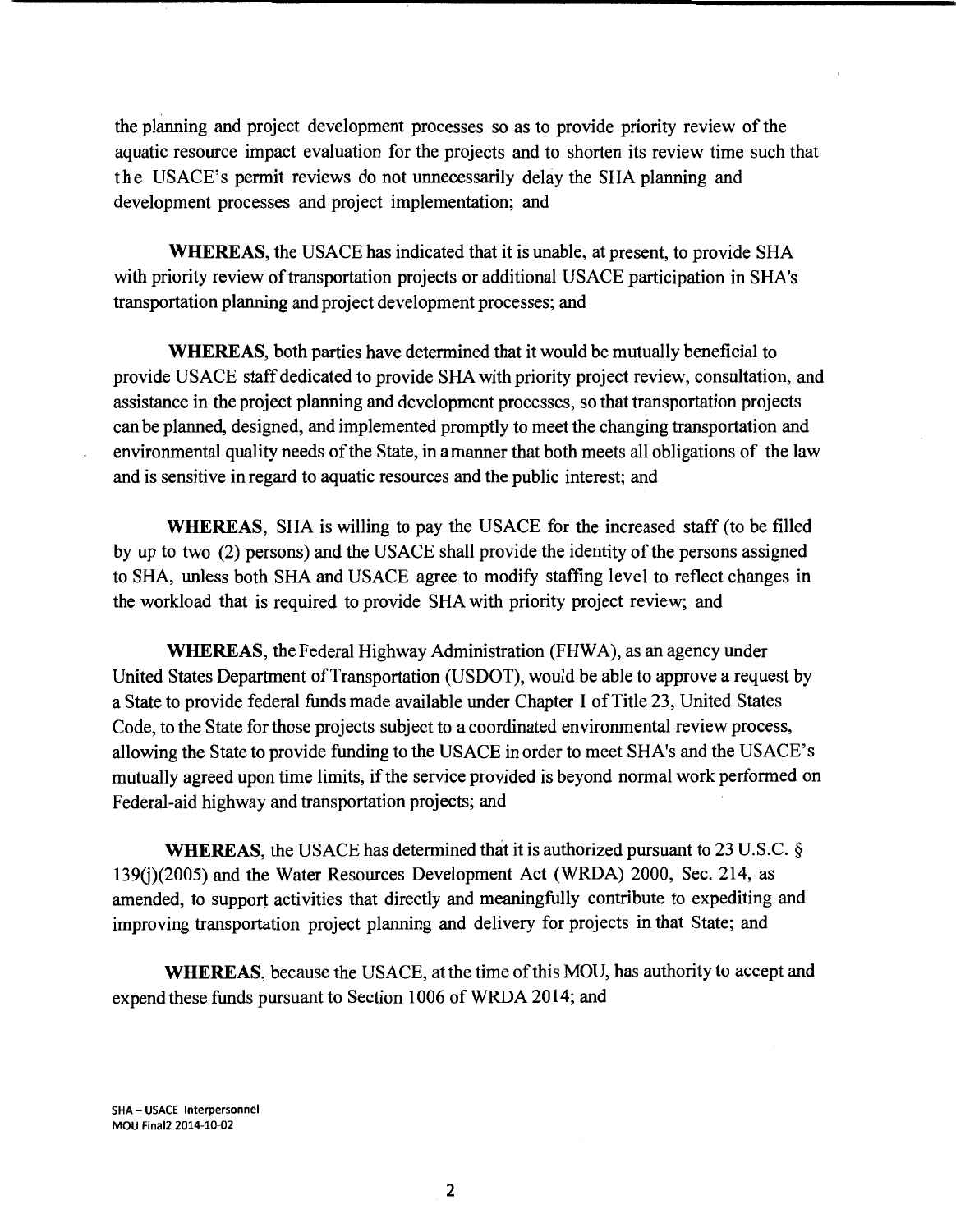the planning and project development processes so as to provide priority review of the aquatic resource impact evaluation for the projects and to shorten its review time such that the USACE's permit reviews do not unnecessarily delay the SHA planning and development processes and project implementation; and

**WHEREAS**, the USACE has indicated that it is unable, at present, to provide SHA with priority review of transportation projects or additional USACE participation in SHA's transportation planning and project development processes; and

**WHEREAS**, both parties have determined that it would be mutually beneficial to provide USACE staff dedicated to provide SHA with priority project review, consultation, and assistance in the project planning and development processes, so that transportation projects can be planned, designed, and implemented promptly to meet the changing transportation and environmental quality needs of the State, in a manner that both meets all obligations of the law and is sensitive in regard to aquatic resources and the public interest; and

**WHEREAS**, SHA is willing to pay the USACE for the increased staff (to be filled by up to two (2) persons) and the USACE shall provide the identity of the persons assigned to SHA, unless both SHA and USACE agree to modify staffing level to reflect changes in the workload that is required to provide SHA with priority project review; and

**WHEREAS**, the Federal Highway Administration (FHWA), as an agency under United States Department of Transportation (USDOT), would be able to approve a request by a State to provide federal funds made available under Chapter I of Title 23, United States Code, to the State for those projects subject to a coordinated environmental review process, allowing the State to provide funding to the USACE in order to meet SHA's and the USACE's mutually agreed upon time limits, if the service provided is beyond normal work performed on Federal-aid highway and transportation projects; and

**WHEREAS**, the USACE has determined that it is authorized pursuant to 23 U.S.C. § 139(j)(2005) and the Water Resources Development Act (WRDA) 2000, Sec. 214, as amended, to support activities that directly and meaningfully contribute to expediting and improving transportation project planning and delivery for projects in that State; and

**WHEREAS**, because the USACE, at the time of this MOU, has authority to accept and expend these funds pursuant to Section 1006 of WRDA 2014; and

SHA – USACE Interpersonnel
MOU Final2 2014-10-02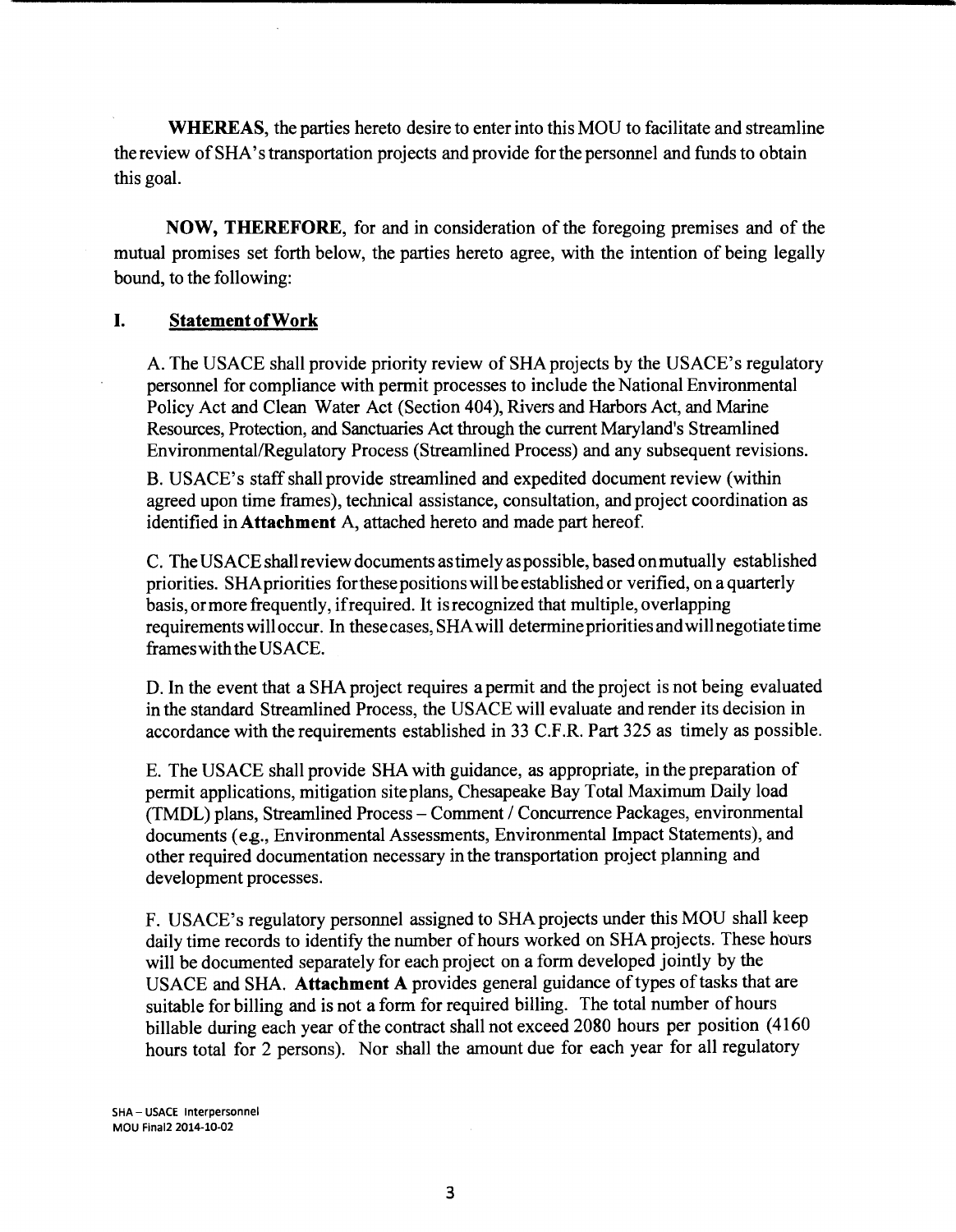**WHEREAS**, the parties hereto desire to enter into this MOU to facilitate and streamline the review of SHA's transportation projects and provide for the personnel and funds to obtain this goal.

**NOW, THEREFORE**, for and in consideration of the foregoing premises and of the mutual promises set forth below, the parties hereto agree, with the intention of being legally bound, to the following:

## I. Statement of Work

A. The USACE shall provide priority review of SHA projects by the USACE's regulatory personnel for compliance with permit processes to include the National Environmental Policy Act and Clean Water Act (Section 404), Rivers and Harbors Act, and Marine Resources, Protection, and Sanctuaries Act through the current Maryland's Streamlined Environmental/Regulatory Process (Streamlined Process) and any subsequent revisions.

B. USACE's staff shall provide streamlined and expedited document review (within agreed upon time frames), technical assistance, consultation, and project coordination as identified in **Attachment** A, attached hereto and made part hereof.

C. The USACE shall review documents as timely as possible, based on mutually established priorities. SHA priorities for these positions will be established or verified, on a quarterly basis, or more frequently, if required. It is recognized that multiple, overlapping requirements will occur. In these cases, SHA will determine priorities and will negotiate time frames with the USACE.

D. In the event that a SHA project requires a permit and the project is not being evaluated in the standard Streamlined Process, the USACE will evaluate and render its decision in accordance with the requirements established in 33 C.F.R. Part 325 as timely as possible.

E. The USACE shall provide SHA with guidance, as appropriate, in the preparation of permit applications, mitigation site plans, Chesapeake Bay Total Maximum Daily load (TMDL) plans, Streamlined Process – Comment / Concurrence Packages, environmental documents (e.g., Environmental Assessments, Environmental Impact Statements), and other required documentation necessary in the transportation project planning and development processes.

F. USACE's regulatory personnel assigned to SHA projects under this MOU shall keep daily time records to identify the number of hours worked on SHA projects. These hours will be documented separately for each project on a form developed jointly by the USACE and SHA. **Attachment A** provides general guidance of types of tasks that are suitable for billing and is not a form for required billing. The total number of hours billable during each year of the contract shall not exceed 2080 hours per position (4160 hours total for 2 persons). Nor shall the amount due for each year for all regulatory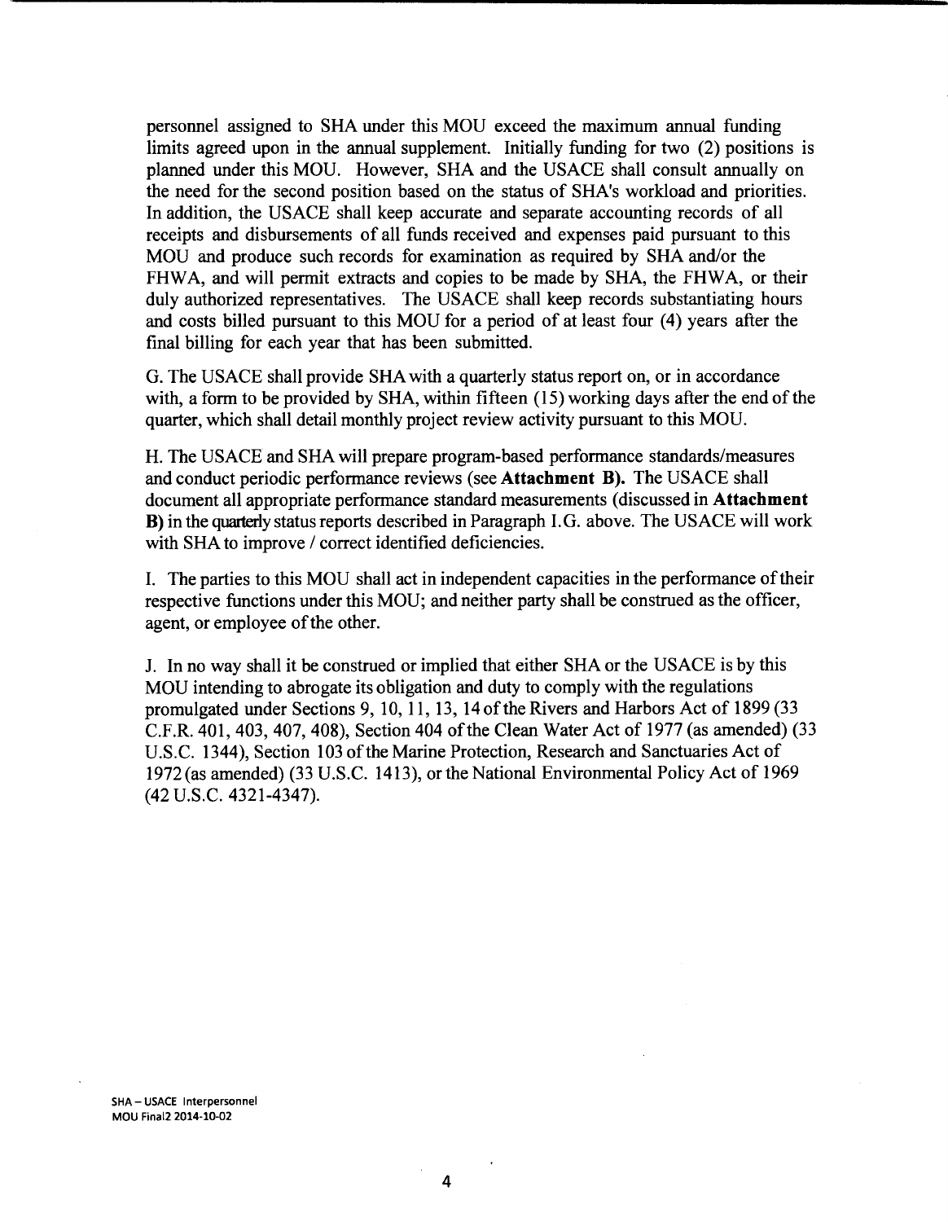personnel assigned to SHA under this MOU exceed the maximum annual funding limits agreed upon in the annual supplement. Initially funding for two (2) positions is planned under this MOU. However, SHA and the USACE shall consult annually on the need for the second position based on the status of SHA's workload and priorities. In addition, the USACE shall keep accurate and separate accounting records of all receipts and disbursements of all funds received and expenses paid pursuant to this MOU and produce such records for examination as required by SHA and/or the FHWA, and will permit extracts and copies to be made by SHA, the FHWA, or their duly authorized representatives. The USACE shall keep records substantiating hours and costs billed pursuant to this MOU for a period of at least four (4) years after the final billing for each year that has been submitted.

G. The USACE shall provide SHA with a quarterly status report on, or in accordance with, a form to be provided by SHA, within fifteen (15) working days after the end of the quarter, which shall detail monthly project review activity pursuant to this MOU.

H. The USACE and SHA will prepare program-based performance standards/measures and conduct periodic performance reviews (see **Attachment B).** The USACE shall document all appropriate performance standard measurements (discussed in **Attachment B)** in the quarterly status reports described in Paragraph I.G. above. The USACE will work with SHA to improve / correct identified deficiencies.

I. The parties to this MOU shall act in independent capacities in the performance of their respective functions under this MOU; and neither party shall be construed as the officer, agent, or employee of the other.

J. In no way shall it be construed or implied that either SHA or the USACE is by this MOU intending to abrogate its obligation and duty to comply with the regulations promulgated under Sections 9, 10, 11, 13, 14 of the Rivers and Harbors Act of 1899 (33 C.F.R. 401, 403, 407, 408), Section 404 of the Clean Water Act of 1977 (as amended) (33 U.S.C. 1344), Section 103 of the Marine Protection, Research and Sanctuaries Act of 1972 (as amended) (33 U.S.C. 1413), or the National Environmental Policy Act of 1969 (42 U.S.C. 4321-4347).

SHA – USACE Interpersonnel
MOU Final2 2014-10-02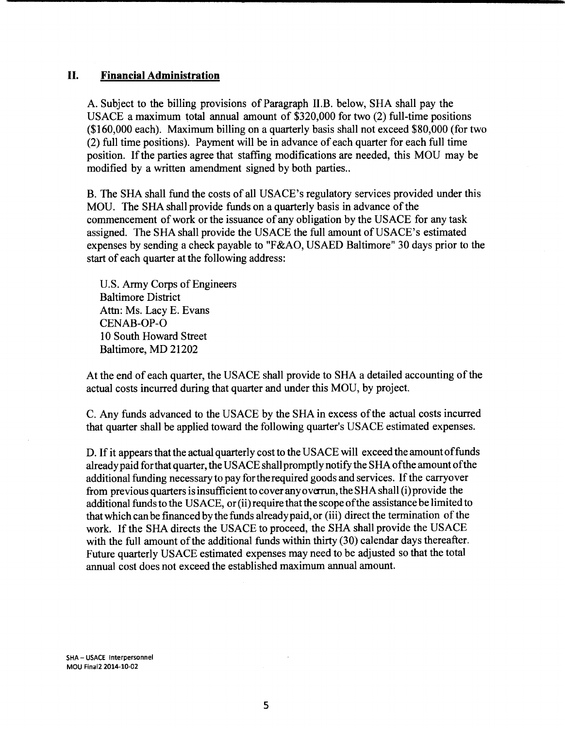## II. Financial Administration

A. Subject to the billing provisions of Paragraph II.B. below, SHA shall pay the USACE a maximum total annual amount of $320,000 for two (2) full-time positions ($160,000 each). Maximum billing on a quarterly basis shall not exceed $80,000 (for two (2) full time positions). Payment will be in advance of each quarter for each full time position. If the parties agree that staffing modifications are needed, this MOU may be modified by a written amendment signed by both parties..

B. The SHA shall fund the costs of all USACE's regulatory services provided under this MOU. The SHA shall provide funds on a quarterly basis in advance of the commencement of work or the issuance of any obligation by the USACE for any task assigned. The SHA shall provide the USACE the full amount of USACE's estimated expenses by sending a check payable to "F&AO, USAED Baltimore" 30 days prior to the start of each quarter at the following address:

U.S. Army Corps of Engineers
Baltimore District
Attn: Ms. Lacy E. Evans
CENAB-OP-O
10 South Howard Street
Baltimore, MD 21202

At the end of each quarter, the USACE shall provide to SHA a detailed accounting of the actual costs incurred during that quarter and under this MOU, by project.

C. Any funds advanced to the USACE by the SHA in excess of the actual costs incurred that quarter shall be applied toward the following quarter's USACE estimated expenses.

D. If it appears that the actual quarterly cost to the USACE will exceed the amount of funds already paid for that quarter, the USACE shall promptly notify the SHA of the amount of the additional funding necessary to pay for the required goods and services. If the carryover from previous quarters is insufficient to cover any overrun, the SHA shall (i) provide the additional funds to the USACE, or (ii) require that the scope of the assistance be limited to that which can be financed by the funds already paid, or (iii) direct the termination of the work. If the SHA directs the USACE to proceed, the SHA shall provide the USACE with the full amount of the additional funds within thirty (30) calendar days thereafter. Future quarterly USACE estimated expenses may need to be adjusted so that the total annual cost does not exceed the established maximum annual amount.

SHA – USACE Interpersonnel
MOU Final2 2014-10-02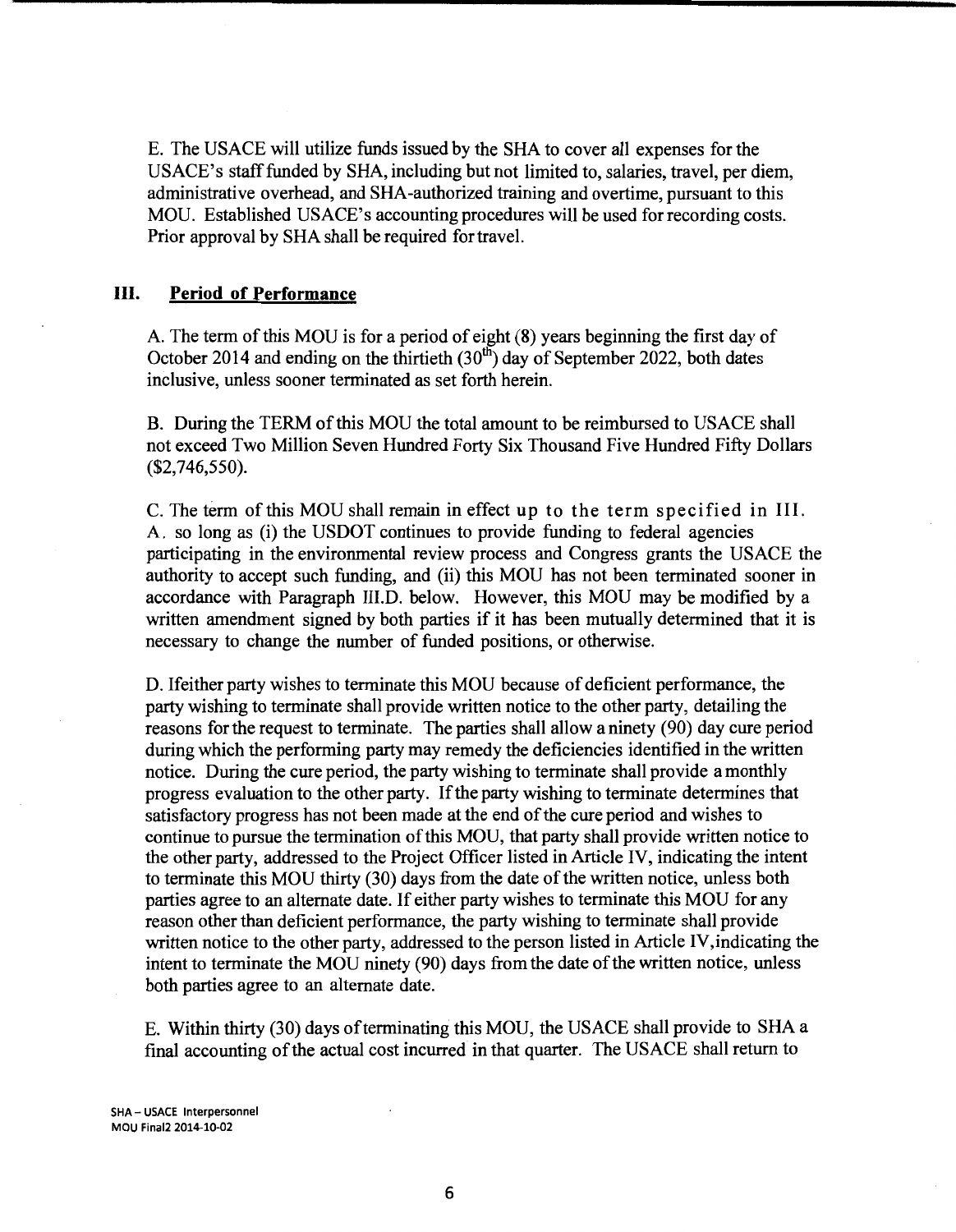E. The USACE will utilize funds issued by the SHA to cover all expenses for the USACE's staff funded by SHA, including but not limited to, salaries, travel, per diem, administrative overhead, and SHA-authorized training and overtime, pursuant to this MOU. Established USACE's accounting procedures will be used for recording costs. Prior approval by SHA shall be required for travel.

## III. Period of Performance

A. The term of this MOU is for a period of eight (8) years beginning the first day of October 2014 and ending on the thirtieth (30th) day of September 2022, both dates inclusive, unless sooner terminated as set forth herein.

B. During the TERM of this MOU the total amount to be reimbursed to USACE shall not exceed Two Million Seven Hundred Forty Six Thousand Five Hundred Fifty Dollars ($2,746,550).

C. The term of this MOU shall remain in effect up to the term specified in III. A. so long as (i) the USDOT continues to provide funding to federal agencies participating in the environmental review process and Congress grants the USACE the authority to accept such funding, and (ii) this MOU has not been terminated sooner in accordance with Paragraph III.D. below. However, this MOU may be modified by a written amendment signed by both parties if it has been mutually determined that it is necessary to change the number of funded positions, or otherwise.

D. If either party wishes to terminate this MOU because of deficient performance, the party wishing to terminate shall provide written notice to the other party, detailing the reasons for the request to terminate. The parties shall allow a ninety (90) day cure period during which the performing party may remedy the deficiencies identified in the written notice. During the cure period, the party wishing to terminate shall provide a monthly progress evaluation to the other party. If the party wishing to terminate determines that satisfactory progress has not been made at the end of the cure period and wishes to continue to pursue the termination of this MOU, that party shall provide written notice to the other party, addressed to the Project Officer listed in Article IV, indicating the intent to terminate this MOU thirty (30) days from the date of the written notice, unless both parties agree to an alternate date. If either party wishes to terminate this MOU for any reason other than deficient performance, the party wishing to terminate shall provide written notice to the other party, addressed to the person listed in Article IV, indicating the intent to terminate the MOU ninety (90) days from the date of the written notice, unless both parties agree to an alternate date.

E. Within thirty (30) days of terminating this MOU, the USACE shall provide to SHA a final accounting of the actual cost incurred in that quarter. The USACE shall return to

SHA – USACE Interpersonnel
MOU Final2 2014-10-02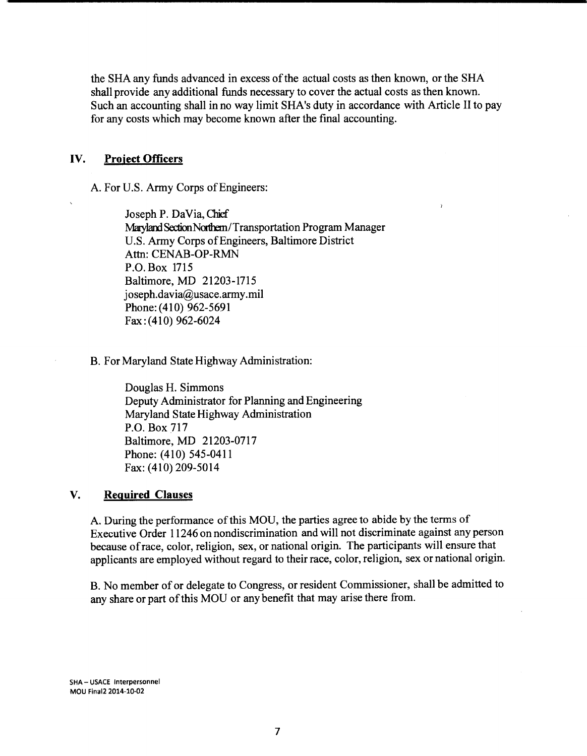the SHA any funds advanced in excess of the actual costs as then known, or the SHA shall provide any additional funds necessary to cover the actual costs as then known. Such an accounting shall in no way limit SHA's duty in accordance with Article II to pay for any costs which may become known after the final accounting.

## IV. Project Officers

A. For U.S. Army Corps of Engineers:

Joseph P. DaVia, Chief
Maryland Section Northern/Transportation Program Manager
U.S. Army Corps of Engineers, Baltimore District
Attn: CENAB-OP-RMN
P.O. Box 1715
Baltimore, MD 21203-1715
joseph.davia@usace.army.mil
Phone: (410) 962-5691
Fax: (410) 962-6024

B. For Maryland State Highway Administration:

Douglas H. Simmons
Deputy Administrator for Planning and Engineering
Maryland State Highway Administration
P.O. Box 717
Baltimore, MD 21203-0717
Phone: (410) 545-0411
Fax: (410) 209-5014

## V. Required Clauses

A. During the performance of this MOU, the parties agree to abide by the terms of Executive Order 11246 on nondiscrimination and will not discriminate against any person because of race, color, religion, sex, or national origin. The participants will ensure that applicants are employed without regard to their race, color, religion, sex or national origin.

B. No member of or delegate to Congress, or resident Commissioner, shall be admitted to any share or part of this MOU or any benefit that may arise there from.

SHA – USACE Interpersonnel
MOU Final2 2014-10-02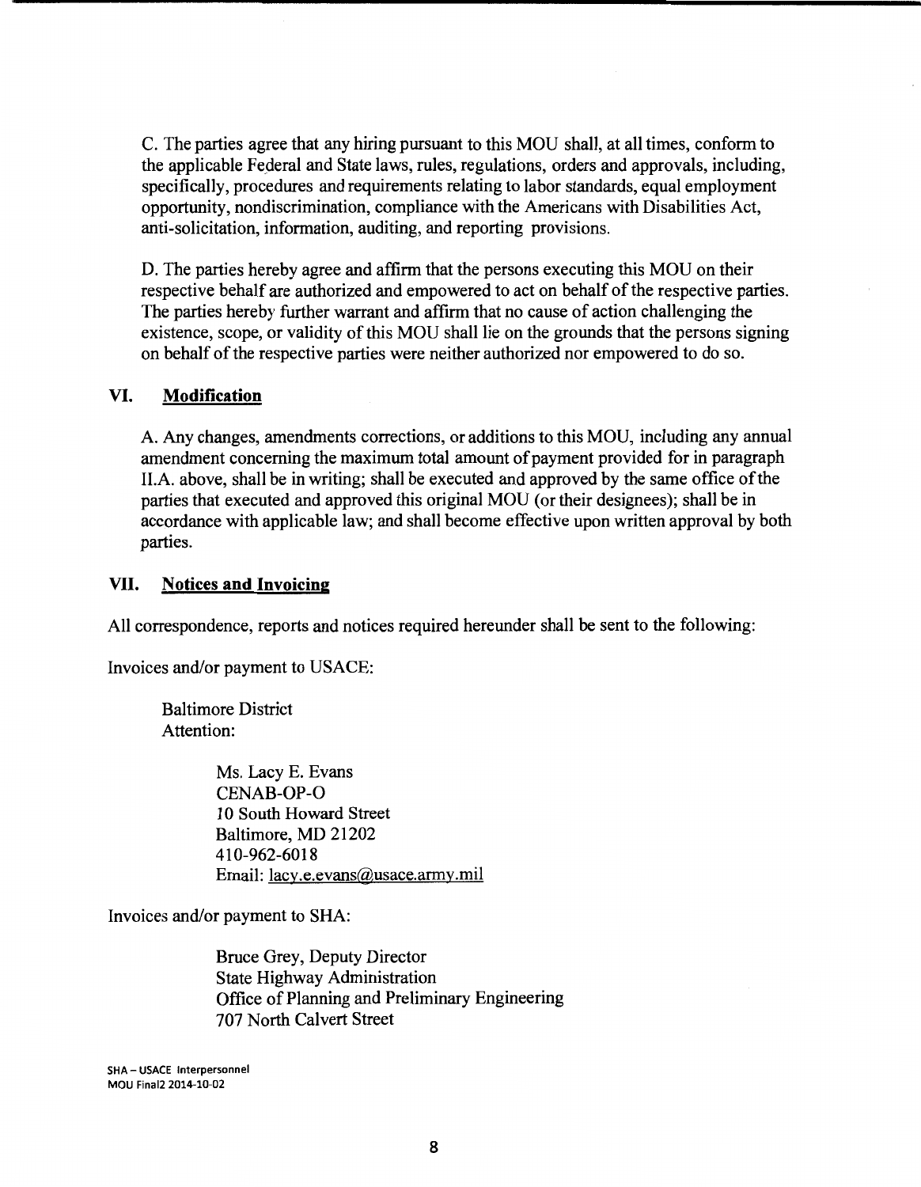C. The parties agree that any hiring pursuant to this MOU shall, at all times, conform to the applicable Federal and State laws, rules, regulations, orders and approvals, including, specifically, procedures and requirements relating to labor standards, equal employment opportunity, nondiscrimination, compliance with the Americans with Disabilities Act, anti-solicitation, information, auditing, and reporting provisions.

D. The parties hereby agree and affirm that the persons executing this MOU on their respective behalf are authorized and empowered to act on behalf of the respective parties. The parties hereby further warrant and affirm that no cause of action challenging the existence, scope, or validity of this MOU shall lie on the grounds that the persons signing on behalf of the respective parties were neither authorized nor empowered to do so.

## VI. Modification

A. Any changes, amendments corrections, or additions to this MOU, including any annual amendment concerning the maximum total amount of payment provided for in paragraph II.A. above, shall be in writing; shall be executed and approved by the same office of the parties that executed and approved this original MOU (or their designees); shall be in accordance with applicable law; and shall become effective upon written approval by both parties.

## VII. Notices and Invoicing

All correspondence, reports and notices required hereunder shall be sent to the following:

Invoices and/or payment to USACE:

Baltimore District
Attention:

Ms. Lacy E. Evans
CENAB-OP-O
10 South Howard Street
Baltimore, MD 21202
410-962-6018
Email: lacy.e.evans@usace.army.mil

Invoices and/or payment to SHA:

Bruce Grey, Deputy Director
State Highway Administration
Office of Planning and Preliminary Engineering
707 North Calvert Street

SHA – USACE Interpersonnel
MOU Final2 2014-10-02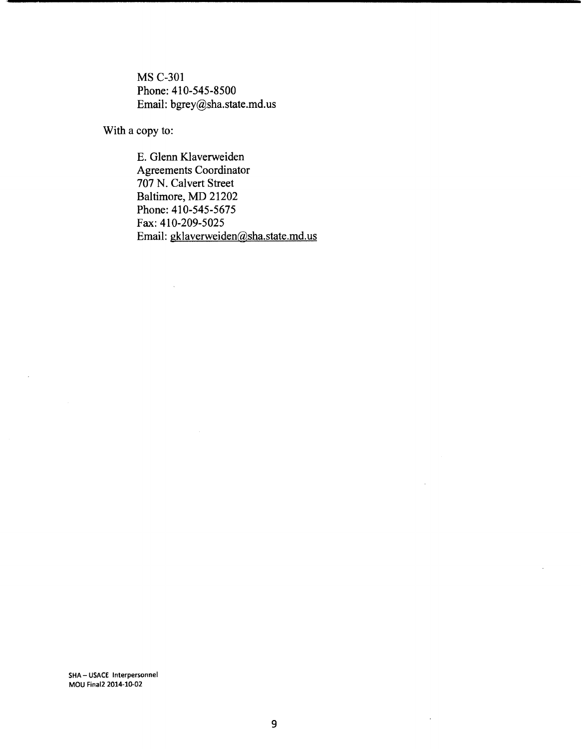MS C-301
Phone: 410-545-8500
Email: bgrey@sha.state.md.us

With a copy to:

E. Glenn Klaverweiden
Agreements Coordinator
707 N. Calvert Street
Baltimore, MD 21202
Phone: 410-545-5675
Fax: 410-209-5025
Email: gklaverweiden@sha.state.md.us

SHA – USACE Interpersonnel
MOU Final2 2014-10-02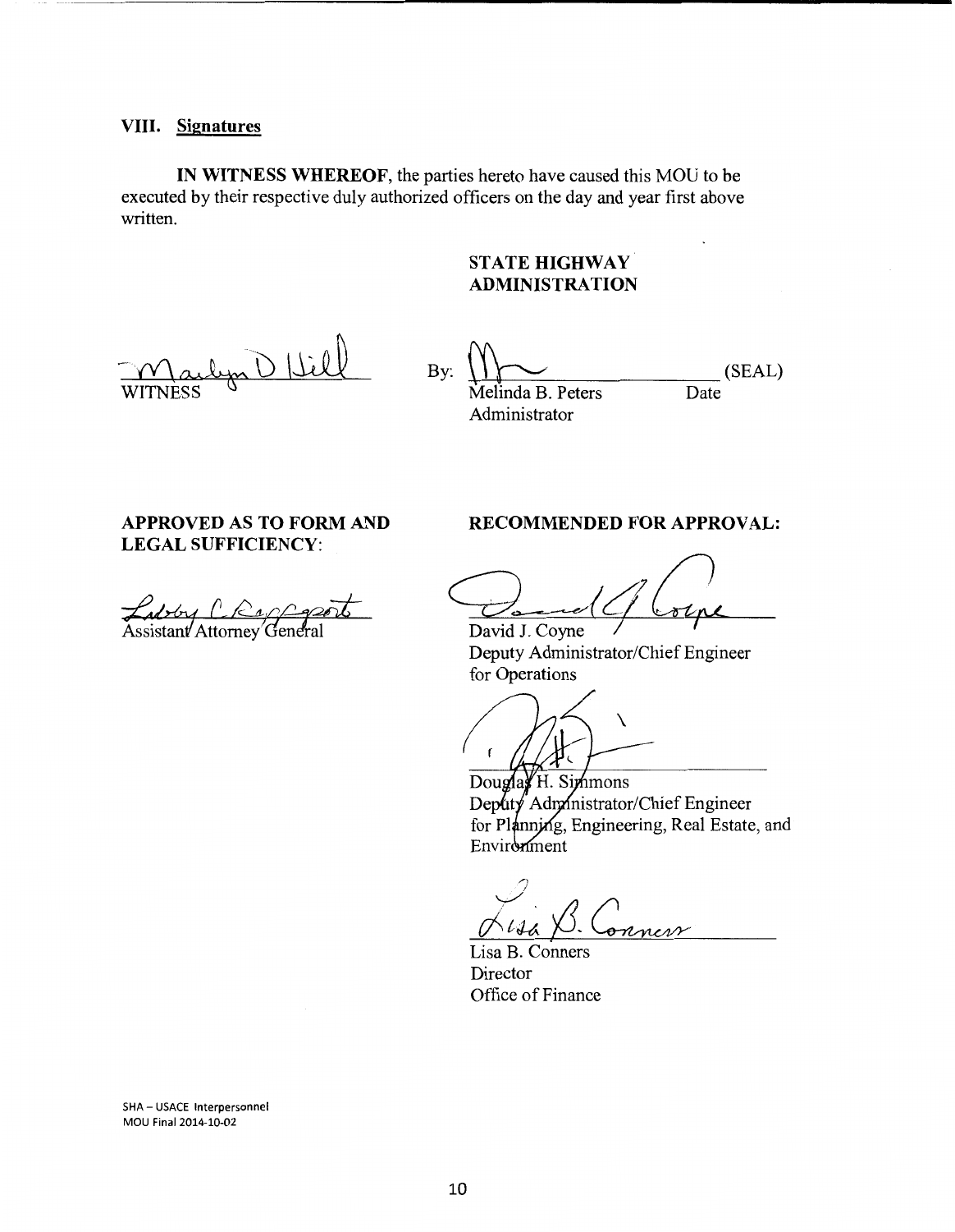## VIII. Signatures

**IN WITNESS WHEREOF**, the parties hereto have caused this MOU to be executed by their respective duly authorized officers on the day and year first above written.

**STATE HIGHWAY ADMINISTRATION**

WITNESS

By: _______________ (SEAL)
Melinda B. Peters
Administrator
Date

**APPROVED AS TO FORM AND LEGAL SUFFICIENCY:**

Assistant Attorney General

**RECOMMENDED FOR APPROVAL:**

David J. Coyne
Deputy Administrator/Chief Engineer for Operations

Douglas H. Simmons
Deputy Administrator/Chief Engineer for Planning, Engineering, Real Estate, and Environment

Lisa B. Conners
Director
Office of Finance

SHA – USACE Interpersonnel
MOU Final 2014-10-02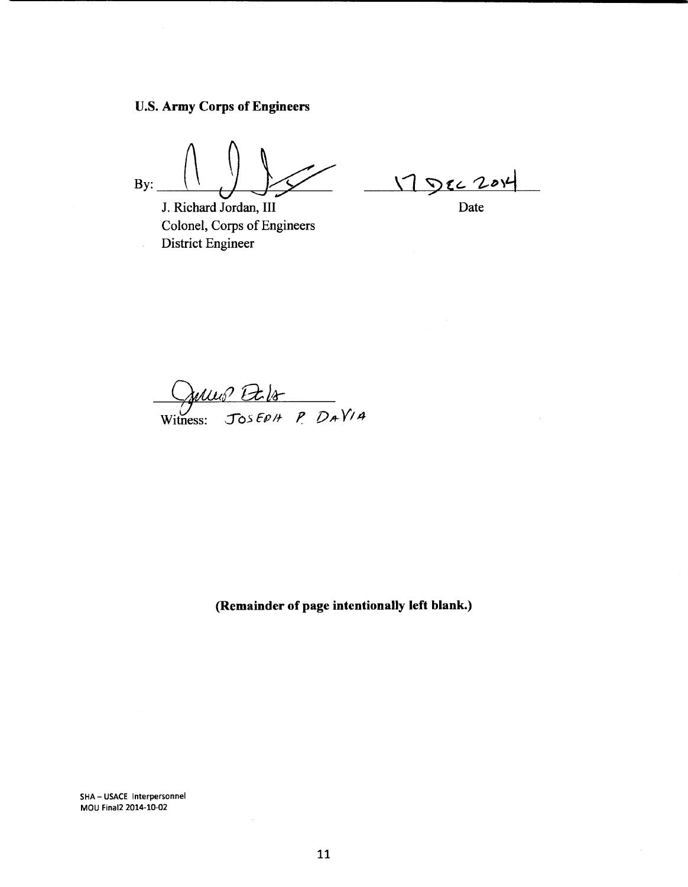**U.S. Army Corps of Engineers**

By: ______________________ &nbsp;&nbsp;&nbsp;&nbsp; 17 Dec 2014

J. Richard Jordan, III &nbsp;&nbsp;&nbsp;&nbsp; Date

Colonel, Corps of Engineers

District Engineer

______________________

Witness: JOSEPH P. DAVIA

**(Remainder of page intentionally left blank.)**

SHA – USACE Interpersonnel
MOU Final2 2014-10-02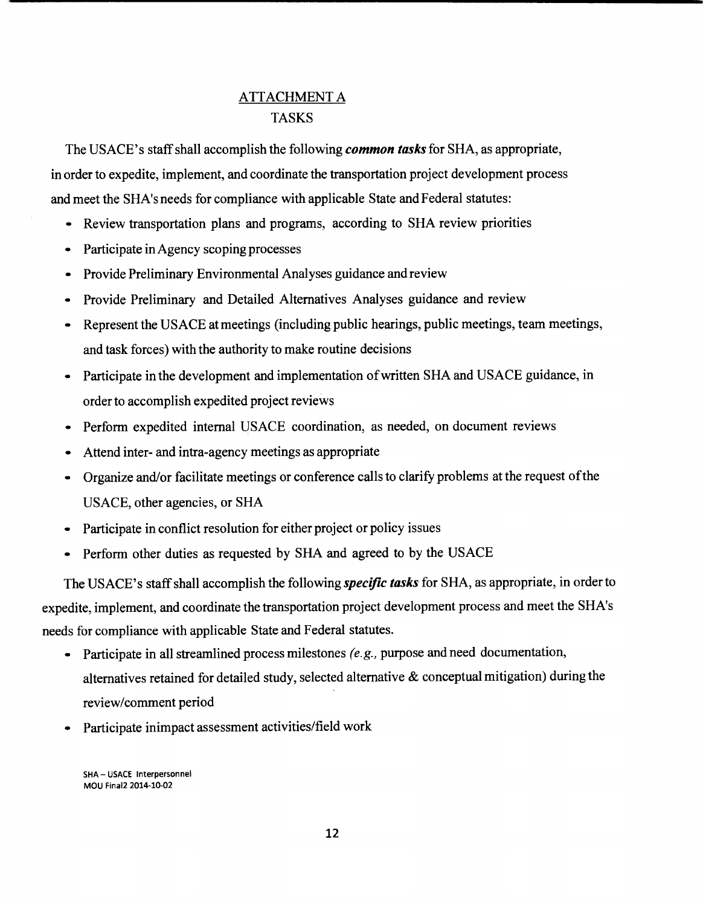# ATTACHMENT A

## TASKS

The USACE's staff shall accomplish the following ***common tasks*** for SHA, as appropriate, in order to expedite, implement, and coordinate the transportation project development process and meet the SHA's needs for compliance with applicable State and Federal statutes:

- Review transportation plans and programs, according to SHA review priorities
- Participate in Agency scoping processes
- Provide Preliminary Environmental Analyses guidance and review
- Provide Preliminary and Detailed Alternatives Analyses guidance and review
- Represent the USACE at meetings (including public hearings, public meetings, team meetings, and task forces) with the authority to make routine decisions
- Participate in the development and implementation of written SHA and USACE guidance, in order to accomplish expedited project reviews
- Perform expedited internal USACE coordination, as needed, on document reviews
- Attend inter- and intra-agency meetings as appropriate
- Organize and/or facilitate meetings or conference calls to clarify problems at the request of the USACE, other agencies, or SHA
- Participate in conflict resolution for either project or policy issues
- Perform other duties as requested by SHA and agreed to by the USACE

The USACE's staff shall accomplish the following ***specific tasks*** for SHA, as appropriate, in order to expedite, implement, and coordinate the transportation project development process and meet the SHA's needs for compliance with applicable State and Federal statutes.

- Participate in all streamlined process milestones *(e.g.,* purpose and need documentation, alternatives retained for detailed study, selected alternative & conceptual mitigation) during the review/comment period
- Participate inimpact assessment activities/field work

SHA – USACE Interpersonnel
MOU Final2 2014-10-02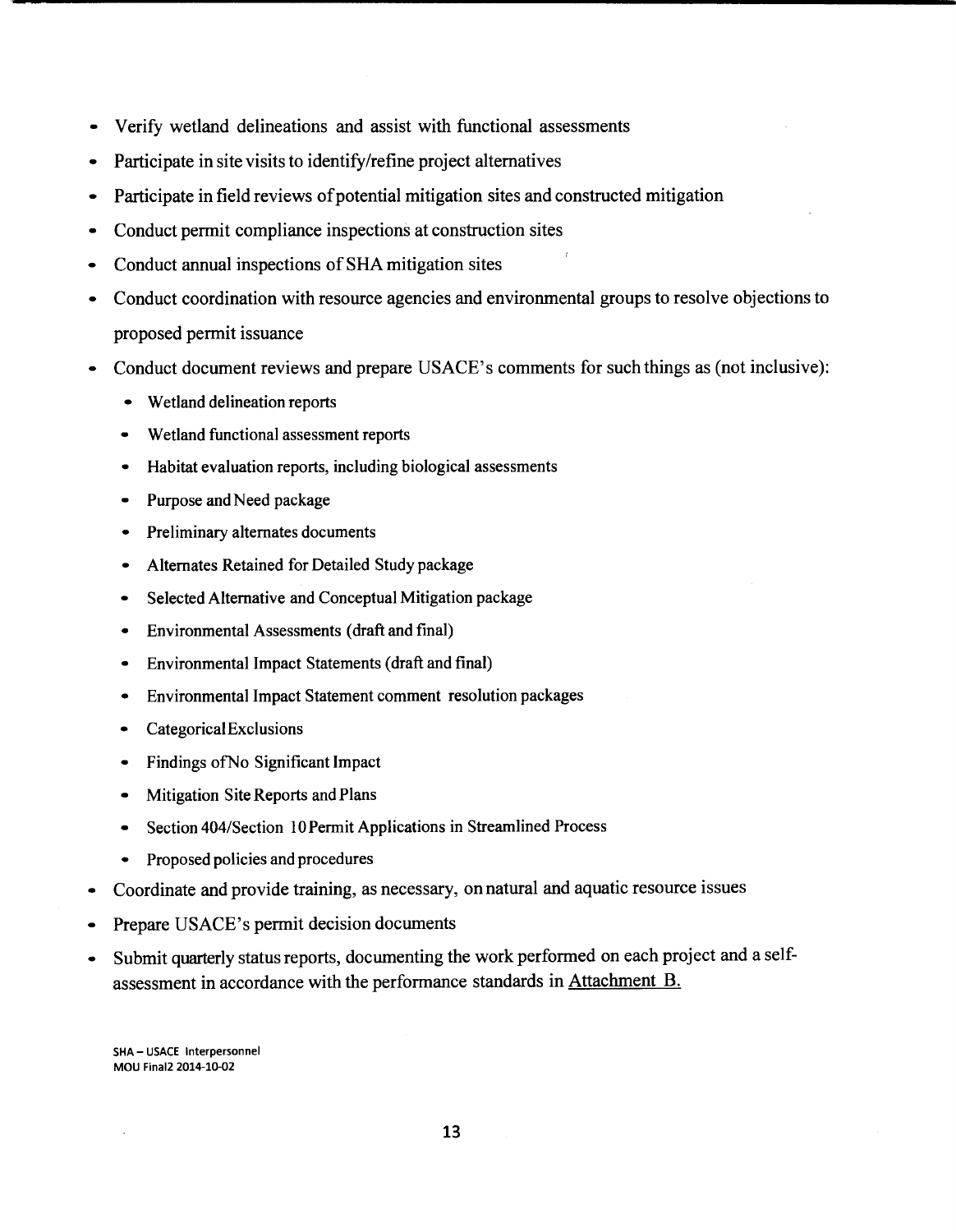- Verify wetland delineations and assist with functional assessments
- Participate in site visits to identify/refine project alternatives
- Participate in field reviews of potential mitigation sites and constructed mitigation
- Conduct permit compliance inspections at construction sites
- Conduct annual inspections of SHA mitigation sites
- Conduct coordination with resource agencies and environmental groups to resolve objections to proposed permit issuance
- Conduct document reviews and prepare USACE's comments for such things as (not inclusive):
    - Wetland delineation reports
    - Wetland functional assessment reports
    - Habitat evaluation reports, including biological assessments
    - Purpose and Need package
    - Preliminary alternates documents
    - Alternates Retained for Detailed Study package
    - Selected Alternative and Conceptual Mitigation package
    - Environmental Assessments (draft and final)
    - Environmental Impact Statements (draft and final)
    - Environmental Impact Statement comment resolution packages
    - Categorical Exclusions
    - Findings of No Significant Impact
    - Mitigation Site Reports and Plans
    - Section 404/Section 10 Permit Applications in Streamlined Process
    - Proposed policies and procedures
- Coordinate and provide training, as necessary, on natural and aquatic resource issues
- Prepare USACE's permit decision documents
- Submit quarterly status reports, documenting the work performed on each project and a self-assessment in accordance with the performance standards in Attachment B.

SHA – USACE Interpersonnel
MOU Final2 2014-10-02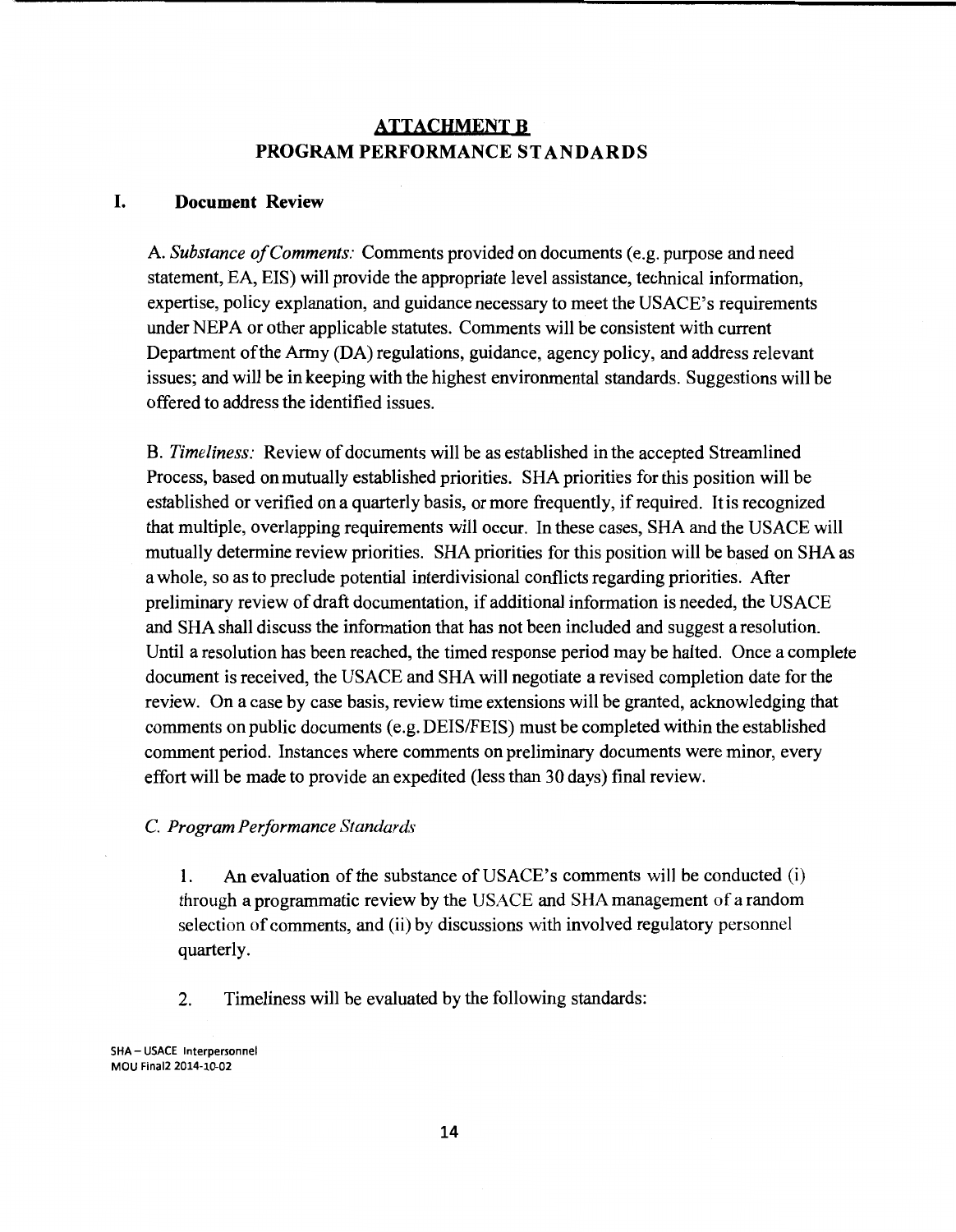## ATTACHMENT B
## PROGRAM PERFORMANCE STANDARDS

### I. Document Review

A. *Substance of Comments:* Comments provided on documents (e.g. purpose and need statement, EA, EIS) will provide the appropriate level assistance, technical information, expertise, policy explanation, and guidance necessary to meet the USACE's requirements under NEPA or other applicable statutes. Comments will be consistent with current Department of the Army (DA) regulations, guidance, agency policy, and address relevant issues; and will be in keeping with the highest environmental standards. Suggestions will be offered to address the identified issues.

B. *Timeliness:* Review of documents will be as established in the accepted Streamlined Process, based on mutually established priorities. SHA priorities for this position will be established or verified on a quarterly basis, or more frequently, if required. It is recognized that multiple, overlapping requirements will occur. In these cases, SHA and the USACE will mutually determine review priorities. SHA priorities for this position will be based on SHA as a whole, so as to preclude potential interdivisional conflicts regarding priorities. After preliminary review of draft documentation, if additional information is needed, the USACE and SHA shall discuss the information that has not been included and suggest a resolution. Until a resolution has been reached, the timed response period may be halted. Once a complete document is received, the USACE and SHA will negotiate a revised completion date for the review. On a case by case basis, review time extensions will be granted, acknowledging that comments on public documents (e.g. DEIS/FEIS) must be completed within the established comment period. Instances where comments on preliminary documents were minor, every effort will be made to provide an expedited (less than 30 days) final review.

*C. Program Performance Standards*

1. An evaluation of the substance of USACE's comments will be conducted (i) through a programmatic review by the USACE and SHA management of a random selection of comments, and (ii) by discussions with involved regulatory personnel quarterly.

2. Timeliness will be evaluated by the following standards:

SHA – USACE Interpersonnel
MOU Final2 2014-10-02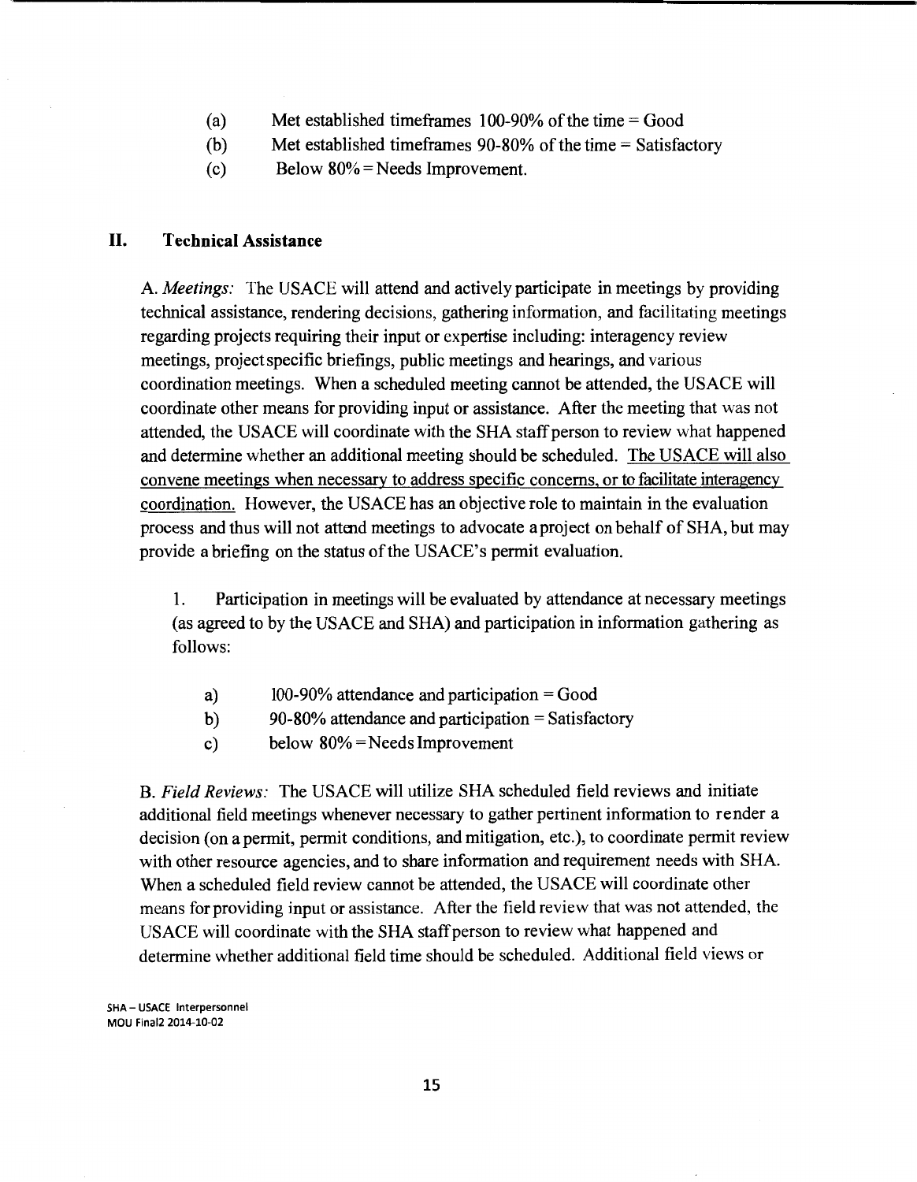(a) Met established timeframes 100-90% of the time = Good
(b) Met established timeframes 90-80% of the time = Satisfactory
(c) Below 80% = Needs Improvement.

## II. Technical Assistance

A. *Meetings:* The USACE will attend and actively participate in meetings by providing technical assistance, rendering decisions, gathering information, and facilitating meetings regarding projects requiring their input or expertise including: interagency review meetings, project specific briefings, public meetings and hearings, and various coordination meetings. When a scheduled meeting cannot be attended, the USACE will coordinate other means for providing input or assistance. After the meeting that was not attended, the USACE will coordinate with the SHA staff person to review what happened and determine whether an additional meeting should be scheduled. <u>The USACE will also convene meetings when necessary to address specific concerns, or to facilitate interagency coordination.</u> However, the USACE has an objective role to maintain in the evaluation process and thus will not attend meetings to advocate a project on behalf of SHA, but may provide a briefing on the status of the USACE's permit evaluation.

1. Participation in meetings will be evaluated by attendance at necessary meetings (as agreed to by the USACE and SHA) and participation in information gathering as follows:

   a) 100-90% attendance and participation = Good
   b) 90-80% attendance and participation = Satisfactory
   c) below 80% = Needs Improvement

B. *Field Reviews:* The USACE will utilize SHA scheduled field reviews and initiate additional field meetings whenever necessary to gather pertinent information to render a decision (on a permit, permit conditions, and mitigation, etc.), to coordinate permit review with other resource agencies, and to share information and requirement needs with SHA. When a scheduled field review cannot be attended, the USACE will coordinate other means for providing input or assistance. After the field review that was not attended, the USACE will coordinate with the SHA staff person to review what happened and determine whether additional field time should be scheduled. Additional field views or

SHA – USACE Interpersonnel
MOU Final2 2014-10-02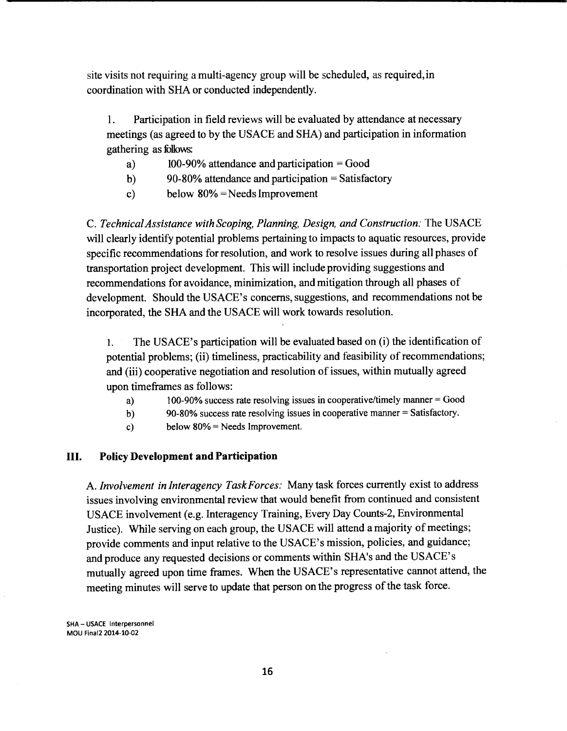site visits not requiring a multi-agency group will be scheduled, as required, in coordination with SHA or conducted independently.

1. Participation in field reviews will be evaluated by attendance at necessary meetings (as agreed to by the USACE and SHA) and participation in information gathering as follows:
   - a) 100-90% attendance and participation = Good
   - b) 90-80% attendance and participation = Satisfactory
   - c) below 80% = Needs Improvement

C. *Technical Assistance with Scoping, Planning, Design, and Construction:* The USACE will clearly identify potential problems pertaining to impacts to aquatic resources, provide specific recommendations for resolution, and work to resolve issues during all phases of transportation project development. This will include providing suggestions and recommendations for avoidance, minimization, and mitigation through all phases of development. Should the USACE's concerns, suggestions, and recommendations not be incorporated, the SHA and the USACE will work towards resolution.

1. The USACE's participation will be evaluated based on (i) the identification of potential problems; (ii) timeliness, practicability and feasibility of recommendations; and (iii) cooperative negotiation and resolution of issues, within mutually agreed upon timeframes as follows:
   - a) 100-90% success rate resolving issues in cooperative/timely manner = Good
   - b) 90-80% success rate resolving issues in cooperative manner = Satisfactory.
   - c) below 80% = Needs Improvement.

## III. Policy Development and Participation

A. *Involvement in Interagency Task Forces:* Many task forces currently exist to address issues involving environmental review that would benefit from continued and consistent USACE involvement (e.g. Interagency Training, Every Day Counts-2, Environmental Justice). While serving on each group, the USACE will attend a majority of meetings; provide comments and input relative to the USACE's mission, policies, and guidance; and produce any requested decisions or comments within SHA's and the USACE's mutually agreed upon time frames. When the USACE's representative cannot attend, the meeting minutes will serve to update that person on the progress of the task force.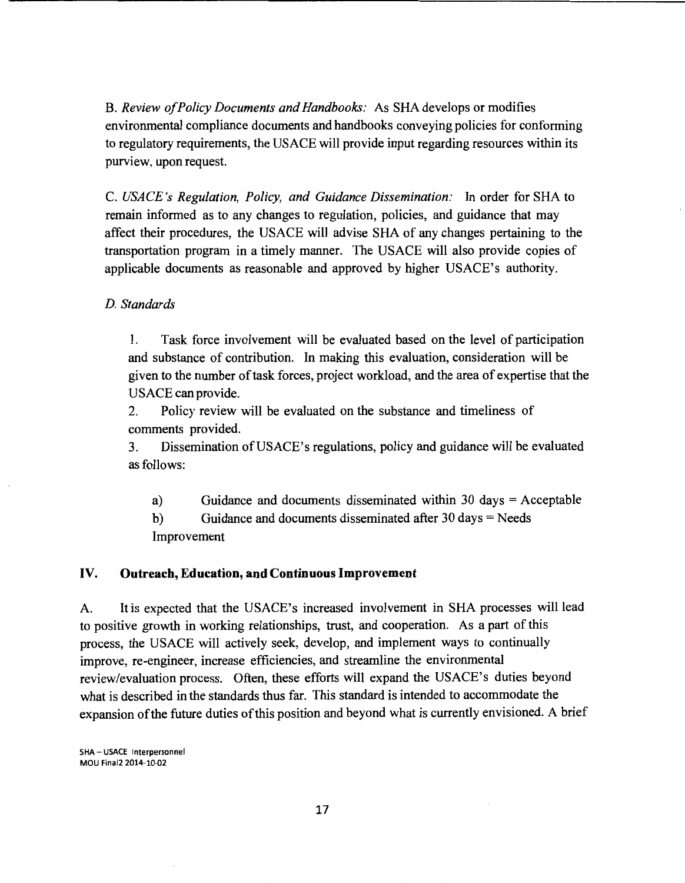B. *Review of Policy Documents and Handbooks:* As SHA develops or modifies environmental compliance documents and handbooks conveying policies for conforming to regulatory requirements, the USACE will provide input regarding resources within its purview, upon request.

C. *USACE's Regulation, Policy, and Guidance Dissemination:* In order for SHA to remain informed as to any changes to regulation, policies, and guidance that may affect their procedures, the USACE will advise SHA of any changes pertaining to the transportation program in a timely manner. The USACE will also provide copies of applicable documents as reasonable and approved by higher USACE's authority.

*D. Standards*

1. Task force involvement will be evaluated based on the level of participation and substance of contribution. In making this evaluation, consideration will be given to the number of task forces, project workload, and the area of expertise that the USACE can provide.
2. Policy review will be evaluated on the substance and timeliness of comments provided.
3. Dissemination of USACE's regulations, policy and guidance will be evaluated as follows:

   a) Guidance and documents disseminated within 30 days = Acceptable

   b) Guidance and documents disseminated after 30 days = Needs Improvement

## IV. Outreach, Education, and Continuous Improvement

A. It is expected that the USACE's increased involvement in SHA processes will lead to positive growth in working relationships, trust, and cooperation. As a part of this process, the USACE will actively seek, develop, and implement ways to continually improve, re-engineer, increase efficiencies, and streamline the environmental review/evaluation process. Often, these efforts will expand the USACE's duties beyond what is described in the standards thus far. This standard is intended to accommodate the expansion of the future duties of this position and beyond what is currently envisioned. A brief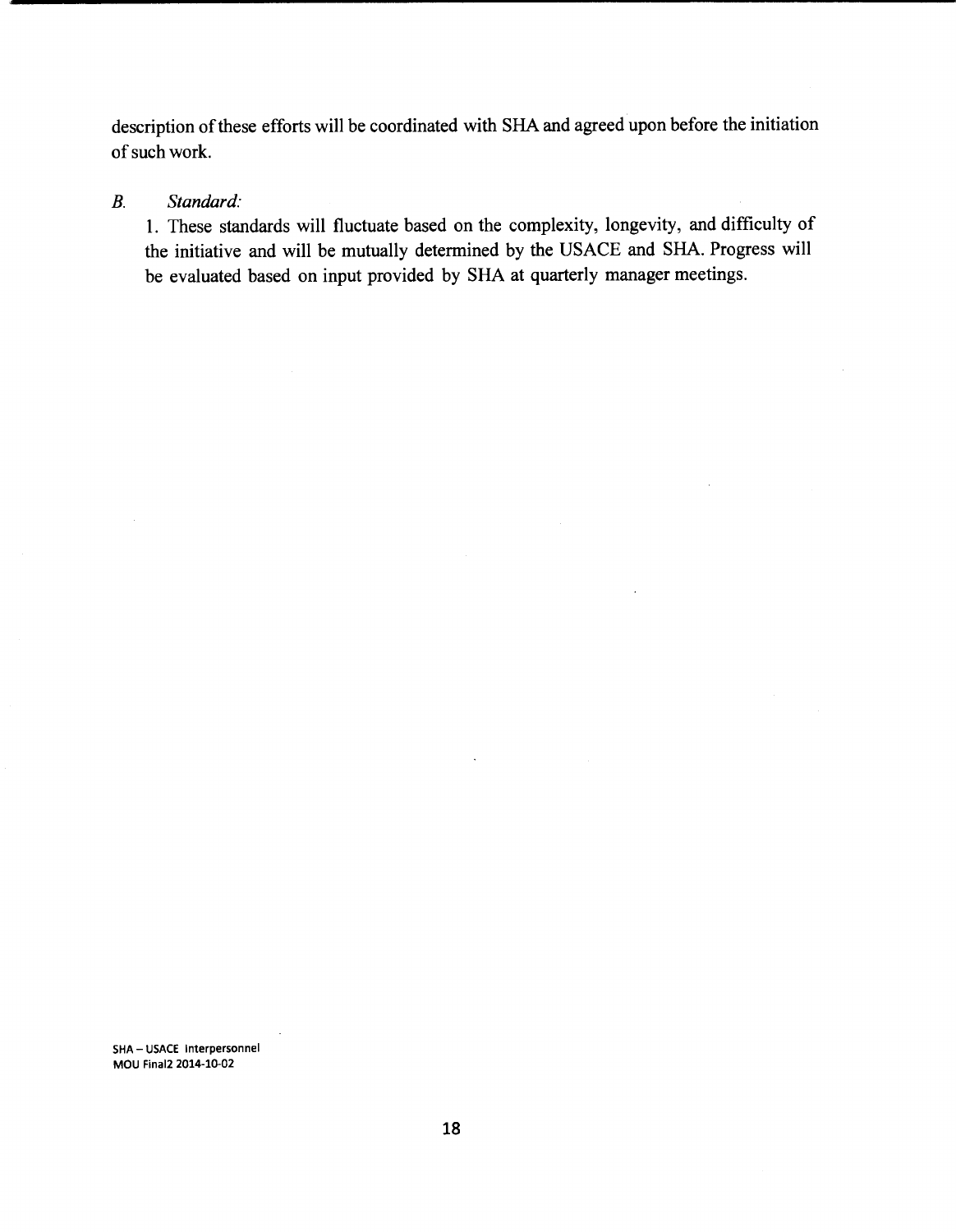description of these efforts will be coordinated with SHA and agreed upon before the initiation of such work.

*B. Standard:*

1. These standards will fluctuate based on the complexity, longevity, and difficulty of the initiative and will be mutually determined by the USACE and SHA. Progress will be evaluated based on input provided by SHA at quarterly manager meetings.